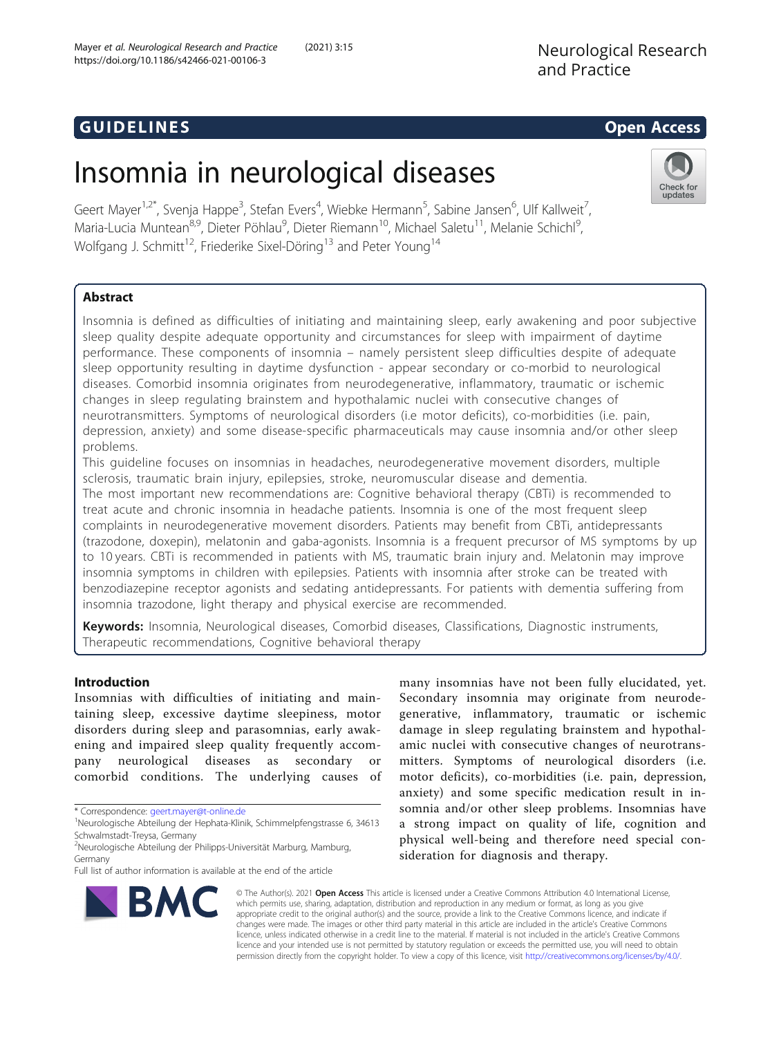# Insomnia in neurological diseases

Geert Mayer[1,2*], Svenja Happe[3], Stefan Evers[4], Wiebke Hermann[5], Sabine Jansen[6], Ulf Kallweit[7], Maria-Lucia Muntean[8,9], Dieter Pöhlau[9], Dieter Riemann[10], Michael Saletu[11], Melanie Schichl[9], Wolfgang J. Schmitt[12], Friederike Sixel-Döring[13] and Peter Young[14]

## Abstract

Insomnia is defined as difficulties of initiating and maintaining sleep, early awakening and poor subjective sleep quality despite adequate opportunity and circumstances for sleep with impairment of daytime performance. These components of insomnia – namely persistent sleep difficulties despite of adequate sleep opportunity resulting in daytime dysfunction - appear secondary or co-morbid to neurological diseases. Comorbid insomnia originates from neurodegenerative, inflammatory, traumatic or ischemic changes in sleep regulating brainstem and hypothalamic nuclei with consecutive changes of neurotransmitters. Symptoms of neurological disorders (i.e motor deficits), co-morbidities (i.e. pain, depression, anxiety) and some disease-specific pharmaceuticals may cause insomnia and/or other sleep problems.

This guideline focuses on insomnias in headaches, neurodegenerative movement disorders, multiple sclerosis, traumatic brain injury, epilepsies, stroke, neuromuscular disease and dementia.

The most important new recommendations are: Cognitive behavioral therapy (CBTi) is recommended to treat acute and chronic insomnia in headache patients. Insomnia is one of the most frequent sleep complaints in neurodegenerative movement disorders. Patients may benefit from CBTi, antidepressants (trazodone, doxepin), melatonin and gaba-agonists. Insomnia is a frequent precursor of MS symptoms by up to 10 years. CBTi is recommended in patients with MS, traumatic brain injury and. Melatonin may improve insomnia symptoms in children with epilepsies. Patients with insomnia after stroke can be treated with benzodiazepine receptor agonists and sedating antidepressants. For patients with dementia suffering from insomnia trazodone, light therapy and physical exercise are recommended.

**Keywords:** Insomnia, Neurological diseases, Comorbid diseases, Classifications, Diagnostic instruments, Therapeutic recommendations, Cognitive behavioral therapy

## Introduction

Insomnias with difficulties of initiating and maintaining sleep, excessive daytime sleepiness, motor disorders during sleep and parasomnias, early awakening and impaired sleep quality frequently accompany neurological diseases as secondary or comorbid conditions. The underlying causes of many insomnias have not been fully elucidated, yet. Secondary insomnia may originate from neurodegenerative, inflammatory, traumatic or ischemic damage in sleep regulating brainstem and hypothalamic nuclei with consecutive changes of neurotransmitters. Symptoms of neurological disorders (i.e. motor deficits), co-morbidities (i.e. pain, depression, anxiety) and some specific medication result in insomnia and/or other sleep problems. Insomnias have a strong impact on quality of life, cognition and physical well-being and therefore need special consideration for diagnosis and therapy.

\* Correspondence: geert.mayer@t-online.de
[1]Neurologische Abteilung der Hephata-Klinik, Schimmelpfengstrasse 6, 34613 Schwalmstadt-Treysa, Germany
[2]Neurologische Abteilung der Philipps-Universität Marburg, Mamburg, Germany
Full list of author information is available at the end of the article

© The Author(s). 2021 **Open Access** This article is licensed under a Creative Commons Attribution 4.0 International License, which permits use, sharing, adaptation, distribution and reproduction in any medium or format, as long as you give appropriate credit to the original author(s) and the source, provide a link to the Creative Commons licence, and indicate if changes were made. The images or other third party material in this article are included in the article's Creative Commons licence, unless indicated otherwise in a credit line to the material. If material is not included in the article's Creative Commons licence and your intended use is not permitted by statutory regulation or exceeds the permitted use, you will need to obtain permission directly from the copyright holder. To view a copy of this licence, visit http://creativecommons.org/licenses/by/4.0/.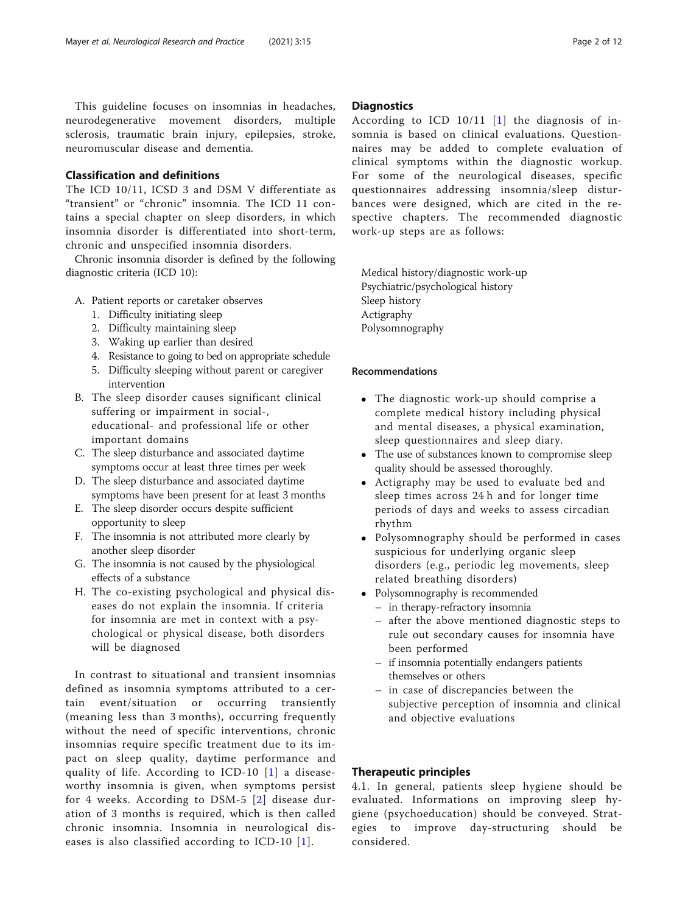This guideline focuses on insomnias in headaches, neurodegenerative movement disorders, multiple sclerosis, traumatic brain injury, epilepsies, stroke, neuromuscular disease and dementia.

## Classification and definitions

The ICD 10/11, ICSD 3 and DSM V differentiate as "transient" or "chronic" insomnia. The ICD 11 contains a special chapter on sleep disorders, in which insomnia disorder is differentiated into short-term, chronic and unspecified insomnia disorders.

Chronic insomnia disorder is defined by the following diagnostic criteria (ICD 10):

A. Patient reports or caretaker observes
   1. Difficulty initiating sleep
   2. Difficulty maintaining sleep
   3. Waking up earlier than desired
   4. Resistance to going to bed on appropriate schedule
   5. Difficulty sleeping without parent or caregiver intervention
B. The sleep disorder causes significant clinical suffering or impairment in social-, educational- and professional life or other important domains
C. The sleep disturbance and associated daytime symptoms occur at least three times per week
D. The sleep disturbance and associated daytime symptoms have been present for at least 3 months
E. The sleep disorder occurs despite sufficient opportunity to sleep
F. The insomnia is not attributed more clearly by another sleep disorder
G. The insomnia is not caused by the physiological effects of a substance
H. The co-existing psychological and physical diseases do not explain the insomnia. If criteria for insomnia are met in context with a psychological or physical disease, both disorders will be diagnosed

In contrast to situational and transient insomnias defined as insomnia symptoms attributed to a certain event/situation or occurring transiently (meaning less than 3 months), occurring frequently without the need of specific interventions, chronic insomnias require specific treatment due to its impact on sleep quality, daytime performance and quality of life. According to ICD-10 [1] a disease-worthy insomnia is given, when symptoms persist for 4 weeks. According to DSM-5 [2] disease duration of 3 months is required, which is then called chronic insomnia. Insomnia in neurological diseases is also classified according to ICD-10 [1].

## Diagnostics

According to ICD 10/11 [1] the diagnosis of insomnia is based on clinical evaluations. Questionnaires may be added to complete evaluation of clinical symptoms within the diagnostic workup. For some of the neurological diseases, specific questionnaires addressing insomnia/sleep disturbances were designed, which are cited in the respective chapters. The recommended diagnostic work-up steps are as follows:

Medical history/diagnostic work-up
Psychiatric/psychological history
Sleep history
Actigraphy
Polysomnography

### Recommendations

- The diagnostic work-up should comprise a complete medical history including physical and mental diseases, a physical examination, sleep questionnaires and sleep diary.
- The use of substances known to compromise sleep quality should be assessed thoroughly.
- Actigraphy may be used to evaluate bed and sleep times across 24 h and for longer time periods of days and weeks to assess circadian rhythm
- Polysomnography should be performed in cases suspicious for underlying organic sleep disorders (e.g., periodic leg movements, sleep related breathing disorders)
- Polysomnography is recommended
  - in therapy-refractory insomnia
  - after the above mentioned diagnostic steps to rule out secondary causes for insomnia have been performed
  - if insomnia potentially endangers patients themselves or others
  - in case of discrepancies between the subjective perception of insomnia and clinical and objective evaluations

## Therapeutic principles

4.1. In general, patients sleep hygiene should be evaluated. Informations on improving sleep hygiene (psychoeducation) should be conveyed. Strategies to improve day-structuring should be considered.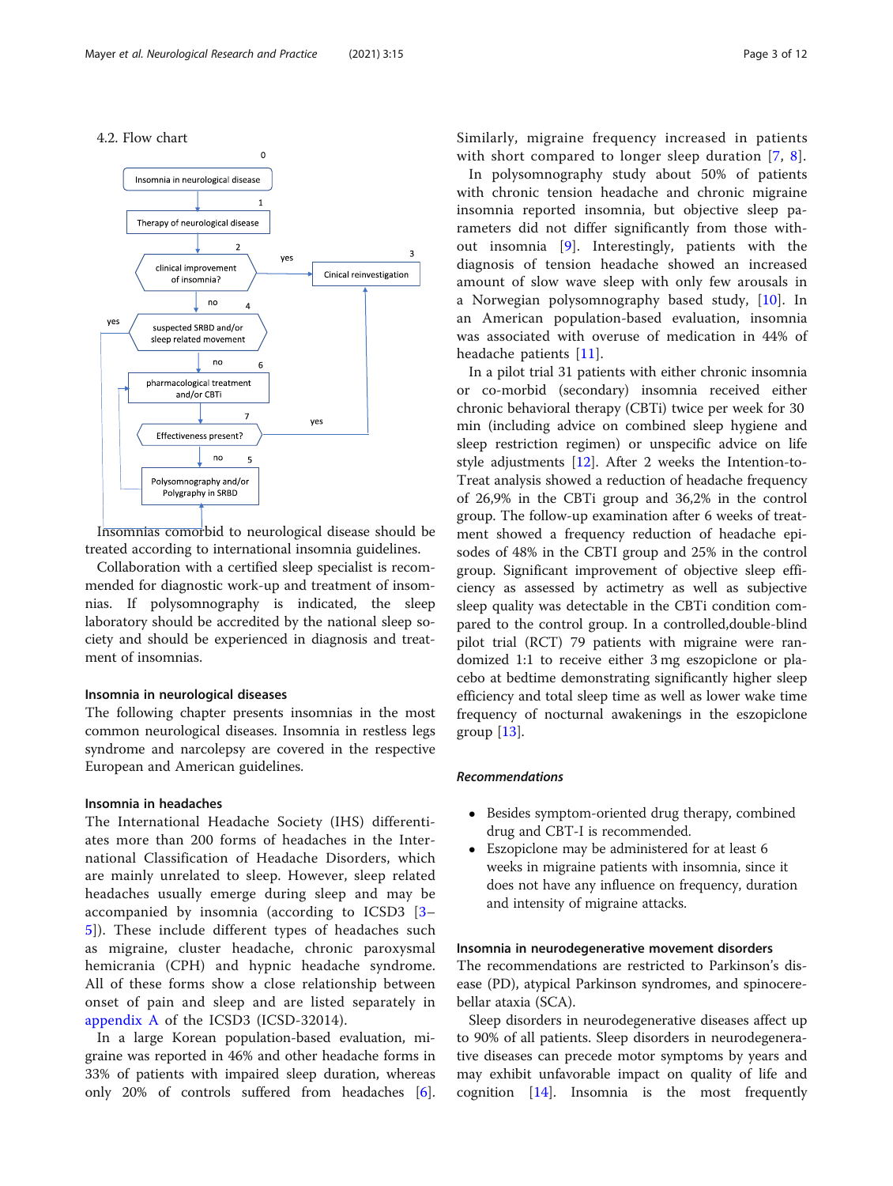4.2. Flow chart

0 Insomnia in neurological disease

1 Therapy of neurological disease

2 clinical improvement of insomnia? — yes → 3 Cinical reinvestigation

no → 4 suspected SRBD and/or sleep related movement — yes →

no → 6 pharmacological treatment and/or CBTi

7 Effectiveness present? — yes → Cinical reinvestigation

no → 5 Polysomnography and/or Polygraphy in SRBD

Insomnias comorbid to neurological disease should be treated according to international insomnia guidelines.

Collaboration with a certified sleep specialist is recommended for diagnostic work-up and treatment of insomnias. If polysomnography is indicated, the sleep laboratory should be accredited by the national sleep society and should be experienced in diagnosis and treatment of insomnias.

## Insomnia in neurological diseases

The following chapter presents insomnias in the most common neurological diseases. Insomnia in restless legs syndrome and narcolepsy are covered in the respective European and American guidelines.

## Insomnia in headaches

The International Headache Society (IHS) differentiates more than 200 forms of headaches in the International Classification of Headache Disorders, which are mainly unrelated to sleep. However, sleep related headaches usually emerge during sleep and may be accompanied by insomnia (according to ICSD3 [3–5]). These include different types of headaches such as migraine, cluster headache, chronic paroxysmal hemicrania (CPH) and hypnic headache syndrome. All of these forms show a close relationship between onset of pain and sleep and are listed separately in appendix A of the ICSD3 (ICSD-32014).

In a large Korean population-based evaluation, migraine was reported in 46% and other headache forms in 33% of patients with impaired sleep duration, whereas only 20% of controls suffered from headaches [6]. Similarly, migraine frequency increased in patients with short compared to longer sleep duration [7, 8].

In polysomnography study about 50% of patients with chronic tension headache and chronic migraine insomnia reported insomnia, but objective sleep parameters did not differ significantly from those without insomnia [9]. Interestingly, patients with the diagnosis of tension headache showed an increased amount of slow wave sleep with only few arousals in a Norwegian polysomnography based study, [10]. In an American population-based evaluation, insomnia was associated with overuse of medication in 44% of headache patients [11].

In a pilot trial 31 patients with either chronic insomnia or co-morbid (secondary) insomnia received either chronic behavioral therapy (CBTi) twice per week for 30 min (including advice on combined sleep hygiene and sleep restriction regimen) or unspecific advice on life style adjustments [12]. After 2 weeks the Intention-to-Treat analysis showed a reduction of headache frequency of 26,9% in the CBTi group and 36,2% in the control group. The follow-up examination after 6 weeks of treatment showed a frequency reduction of headache episodes of 48% in the CBTI group and 25% in the control group. Significant improvement of objective sleep efficiency as assessed by actimetry as well as subjective sleep quality was detectable in the CBTi condition compared to the control group. In a controlled,double-blind pilot trial (RCT) 79 patients with migraine were randomized 1:1 to receive either 3 mg eszopiclone or placebo at bedtime demonstrating significantly higher sleep efficiency and total sleep time as well as lower wake time frequency of nocturnal awakenings in the eszopiclone group [13].

### *Recommendations*

- Besides symptom-oriented drug therapy, combined drug and CBT-I is recommended.
- Eszopiclone may be administered for at least 6 weeks in migraine patients with insomnia, since it does not have any influence on frequency, duration and intensity of migraine attacks.

## Insomnia in neurodegenerative movement disorders

The recommendations are restricted to Parkinson's disease (PD), atypical Parkinson syndromes, and spinocerebellar ataxia (SCA).

Sleep disorders in neurodegenerative diseases affect up to 90% of all patients. Sleep disorders in neurodegenerative diseases can precede motor symptoms by years and may exhibit unfavorable impact on quality of life and cognition [14]. Insomnia is the most frequently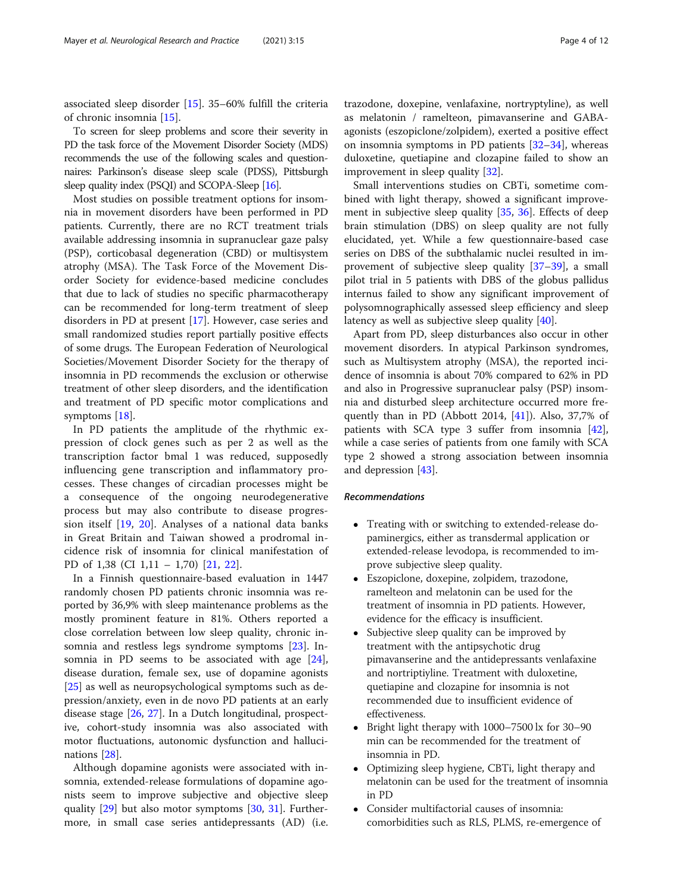associated sleep disorder [15]. 35–60% fulfill the criteria of chronic insomnia [15].

To screen for sleep problems and score their severity in PD the task force of the Movement Disorder Society (MDS) recommends the use of the following scales and questionnaires: Parkinson's disease sleep scale (PDSS), Pittsburgh sleep quality index (PSQI) and SCOPA-Sleep [16].

Most studies on possible treatment options for insomnia in movement disorders have been performed in PD patients. Currently, there are no RCT treatment trials available addressing insomnia in supranuclear gaze palsy (PSP), corticobasal degeneration (CBD) or multisystem atrophy (MSA). The Task Force of the Movement Disorder Society for evidence-based medicine concludes that due to lack of studies no specific pharmacotherapy can be recommended for long-term treatment of sleep disorders in PD at present [17]. However, case series and small randomized studies report partially positive effects of some drugs. The European Federation of Neurological Societies/Movement Disorder Society for the therapy of insomnia in PD recommends the exclusion or otherwise treatment of other sleep disorders, and the identification and treatment of PD specific motor complications and symptoms [18].

In PD patients the amplitude of the rhythmic expression of clock genes such as per 2 as well as the transcription factor bmal 1 was reduced, supposedly influencing gene transcription and inflammatory processes. These changes of circadian processes might be a consequence of the ongoing neurodegenerative process but may also contribute to disease progression itself [19, 20]. Analyses of a national data banks in Great Britain and Taiwan showed a prodromal incidence risk of insomnia for clinical manifestation of PD of 1,38 (CI 1,11 – 1,70) [21, 22].

In a Finnish questionnaire-based evaluation in 1447 randomly chosen PD patients chronic insomnia was reported by 36,9% with sleep maintenance problems as the mostly prominent feature in 81%. Others reported a close correlation between low sleep quality, chronic insomnia and restless legs syndrome symptoms [23]. Insomnia in PD seems to be associated with age [24], disease duration, female sex, use of dopamine agonists [25] as well as neuropsychological symptoms such as depression/anxiety, even in de novo PD patients at an early disease stage [26, 27]. In a Dutch longitudinal, prospective, cohort-study insomnia was also associated with motor fluctuations, autonomic dysfunction and hallucinations [28].

Although dopamine agonists were associated with insomnia, extended-release formulations of dopamine agonists seem to improve subjective and objective sleep quality [29] but also motor symptoms [30, 31]. Furthermore, in small case series antidepressants (AD) (i.e. trazodone, doxepine, venlafaxine, nortryptyline), as well as melatonin / ramelteon, pimavanserine and GABA-agonists (eszopiclone/zolpidem), exerted a positive effect on insomnia symptoms in PD patients [32–34], whereas duloxetine, quetiapine and clozapine failed to show an improvement in sleep quality [32].

Small interventions studies on CBTi, sometime combined with light therapy, showed a significant improvement in subjective sleep quality [35, 36]. Effects of deep brain stimulation (DBS) on sleep quality are not fully elucidated, yet. While a few questionnaire-based case series on DBS of the subthalamic nuclei resulted in improvement of subjective sleep quality [37–39], a small pilot trial in 5 patients with DBS of the globus pallidus internus failed to show any significant improvement of polysomnographically assessed sleep efficiency and sleep latency as well as subjective sleep quality [40].

Apart from PD, sleep disturbances also occur in other movement disorders. In atypical Parkinson syndromes, such as Multisystem atrophy (MSA), the reported incidence of insomnia is about 70% compared to 62% in PD and also in Progressive supranuclear palsy (PSP) insomnia and disturbed sleep architecture occurred more frequently than in PD (Abbott 2014, [41]). Also, 37,7% of patients with SCA type 3 suffer from insomnia [42], while a case series of patients from one family with SCA type 2 showed a strong association between insomnia and depression [43].

#### *Recommendations*

- Treating with or switching to extended-release dopaminergics, either as transdermal application or extended-release levodopa, is recommended to improve subjective sleep quality.
- Eszopiclone, doxepine, zolpidem, trazodone, ramelteon and melatonin can be used for the treatment of insomnia in PD patients. However, evidence for the efficacy is insufficient.
- Subjective sleep quality can be improved by treatment with the antipsychotic drug pimavanserine and the antidepressants venlafaxine and nortriptiyline. Treatment with duloxetine, quetiapine and clozapine for insomnia is not recommended due to insufficient evidence of effectiveness.
- Bright light therapy with 1000–7500 lx for 30–90 min can be recommended for the treatment of insomnia in PD.
- Optimizing sleep hygiene, CBTi, light therapy and melatonin can be used for the treatment of insomnia in PD
- Consider multifactorial causes of insomnia: comorbidities such as RLS, PLMS, re-emergence of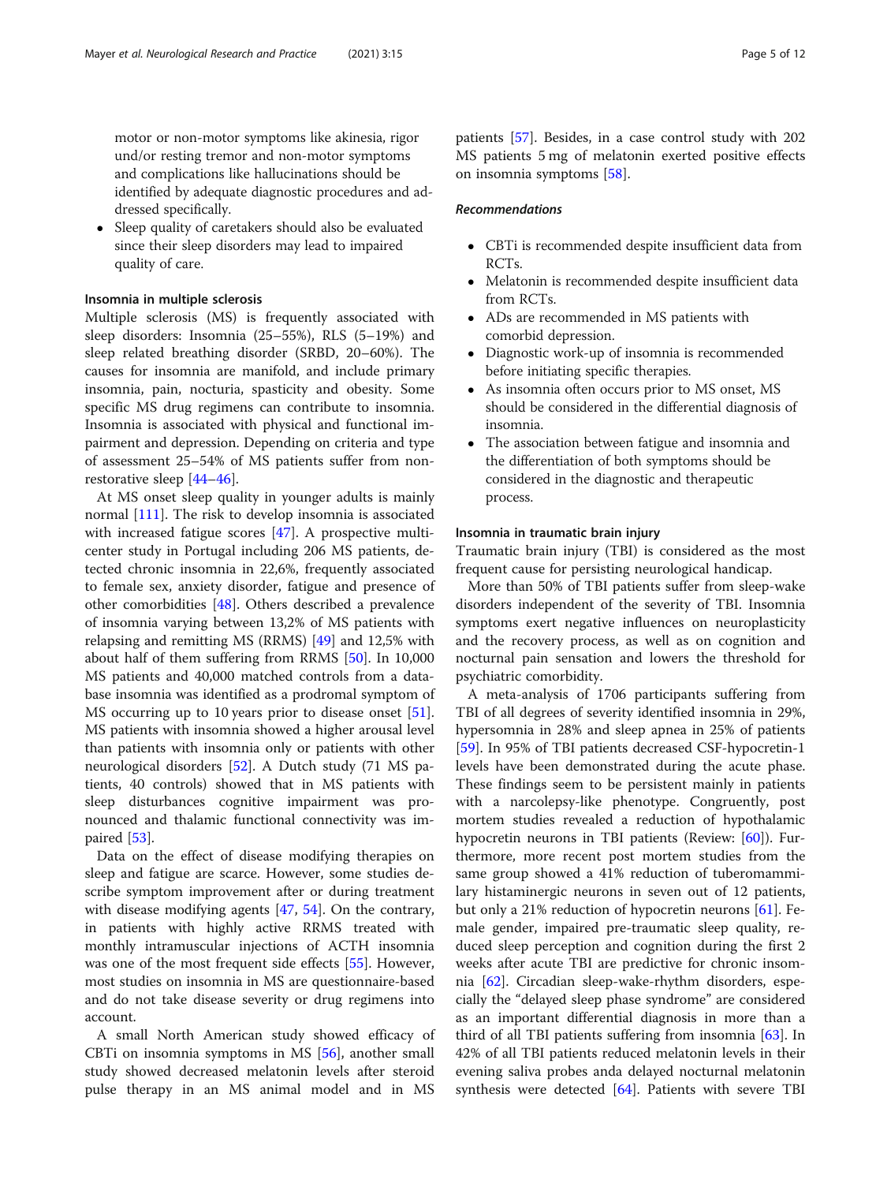motor or non-motor symptoms like akinesia, rigor und/or resting tremor and non-motor symptoms and complications like hallucinations should be identified by adequate diagnostic procedures and addressed specifically.

- Sleep quality of caretakers should also be evaluated since their sleep disorders may lead to impaired quality of care.

#### Insomnia in multiple sclerosis

Multiple sclerosis (MS) is frequently associated with sleep disorders: Insomnia (25–55%), RLS (5–19%) and sleep related breathing disorder (SRBD, 20–60%). The causes for insomnia are manifold, and include primary insomnia, pain, nocturia, spasticity and obesity. Some specific MS drug regimens can contribute to insomnia. Insomnia is associated with physical and functional impairment and depression. Depending on criteria and type of assessment 25–54% of MS patients suffer from non-restorative sleep [44–46].

At MS onset sleep quality in younger adults is mainly normal [111]. The risk to develop insomnia is associated with increased fatigue scores [47]. A prospective multicenter study in Portugal including 206 MS patients, detected chronic insomnia in 22,6%, frequently associated to female sex, anxiety disorder, fatigue and presence of other comorbidities [48]. Others described a prevalence of insomnia varying between 13,2% of MS patients with relapsing and remitting MS (RRMS) [49] and 12,5% with about half of them suffering from RRMS [50]. In 10,000 MS patients and 40,000 matched controls from a database insomnia was identified as a prodromal symptom of MS occurring up to 10 years prior to disease onset [51]. MS patients with insomnia showed a higher arousal level than patients with insomnia only or patients with other neurological disorders [52]. A Dutch study (71 MS patients, 40 controls) showed that in MS patients with sleep disturbances cognitive impairment was pronounced and thalamic functional connectivity was impaired [53].

Data on the effect of disease modifying therapies on sleep and fatigue are scarce. However, some studies describe symptom improvement after or during treatment with disease modifying agents [47, 54]. On the contrary, in patients with highly active RRMS treated with monthly intramuscular injections of ACTH insomnia was one of the most frequent side effects [55]. However, most studies on insomnia in MS are questionnaire-based and do not take disease severity or drug regimens into account.

A small North American study showed efficacy of CBTi on insomnia symptoms in MS [56], another small study showed decreased melatonin levels after steroid pulse therapy in an MS animal model and in MS patients [57]. Besides, in a case control study with 202 MS patients 5 mg of melatonin exerted positive effects on insomnia symptoms [58].

##### *Recommendations*

- CBTi is recommended despite insufficient data from RCTs.
- Melatonin is recommended despite insufficient data from RCTs.
- ADs are recommended in MS patients with comorbid depression.
- Diagnostic work-up of insomnia is recommended before initiating specific therapies.
- As insomnia often occurs prior to MS onset, MS should be considered in the differential diagnosis of insomnia.
- The association between fatigue and insomnia and the differentiation of both symptoms should be considered in the diagnostic and therapeutic process.

#### Insomnia in traumatic brain injury

Traumatic brain injury (TBI) is considered as the most frequent cause for persisting neurological handicap.

More than 50% of TBI patients suffer from sleep-wake disorders independent of the severity of TBI. Insomnia symptoms exert negative influences on neuroplasticity and the recovery process, as well as on cognition and nocturnal pain sensation and lowers the threshold for psychiatric comorbidity.

A meta-analysis of 1706 participants suffering from TBI of all degrees of severity identified insomnia in 29%, hypersomnia in 28% and sleep apnea in 25% of patients [59]. In 95% of TBI patients decreased CSF-hypocretin-1 levels have been demonstrated during the acute phase. These findings seem to be persistent mainly in patients with a narcolepsy-like phenotype. Congruently, post mortem studies revealed a reduction of hypothalamic hypocretin neurons in TBI patients (Review: [60]). Furthermore, more recent post mortem studies from the same group showed a 41% reduction of tuberomammillary histaminergic neurons in seven out of 12 patients, but only a 21% reduction of hypocretin neurons [61]. Female gender, impaired pre-traumatic sleep quality, reduced sleep perception and cognition during the first 2 weeks after acute TBI are predictive for chronic insomnia [62]. Circadian sleep-wake-rhythm disorders, especially the "delayed sleep phase syndrome" are considered as an important differential diagnosis in more than a third of all TBI patients suffering from insomnia [63]. In 42% of all TBI patients reduced melatonin levels in their evening saliva probes anda delayed nocturnal melatonin synthesis were detected [64]. Patients with severe TBI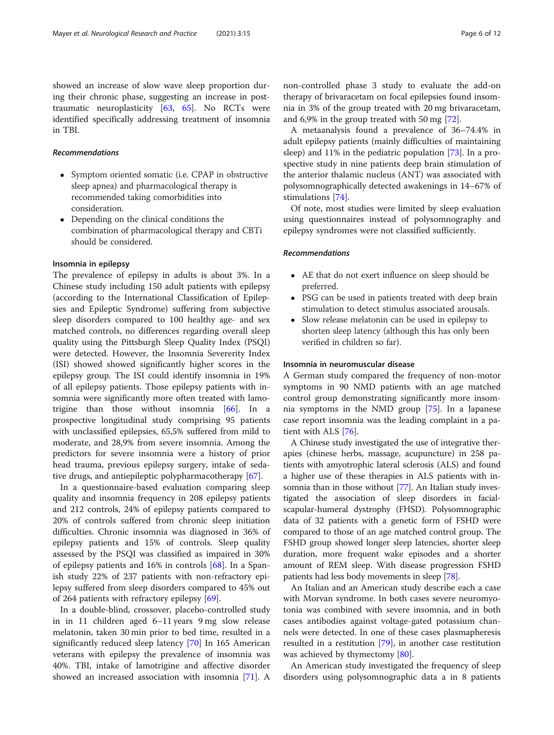showed an increase of slow wave sleep proportion during their chronic phase, suggesting an increase in post-traumatic neuroplasticity [63, 65]. No RCTs were identified specifically addressing treatment of insomnia in TBI.

#### *Recommendations*

- Symptom oriented somatic (i.e. CPAP in obstructive sleep apnea) and pharmacological therapy is recommended taking comorbidities into consideration.
- Depending on the clinical conditions the combination of pharmacological therapy and CBTi should be considered.

### Insomnia in epilepsy

The prevalence of epilepsy in adults is about 3%. In a Chinese study including 150 adult patients with epilepsy (according to the International Classification of Epilepsies and Epileptic Syndrome) suffering from subjective sleep disorders compared to 100 healthy age- and sex matched controls, no differences regarding overall sleep quality using the Pittsburgh Sleep Quality Index (PSQI) were detected. However, the Insomnia Severerity Index (ISI) showed showed significantly higher scores in the epilepsy group. The ISI could identify insomnia in 19% of all epilepsy patients. Those epilepsy patients with insomnia were significantly more often treated with lamotrigine than those without insomnia [66]. In a prospective longitudinal study comprising 95 patients with unclassified epilepsies, 65,5% suffered from mild to moderate, and 28,9% from severe insomnia. Among the predictors for severe insomnia were a history of prior head trauma, previous epilepsy surgery, intake of sedative drugs, and antiepileptic polypharmacotherapy [67].

In a questionnaire-based evaluation comparing sleep quality and insomnia frequency in 208 epilepsy patients and 212 controls, 24% of epilepsy patients compared to 20% of controls suffered from chronic sleep initiation difficulties. Chronic insomnia was diagnosed in 36% of epilepsy patients and 15% of controls. Sleep quality assessed by the PSQI was classified as impaired in 30% of epilepsy patients and 16% in controls [68]. In a Spanish study 22% of 237 patients with non-refractory epilepsy suffered from sleep disorders compared to 45% out of 264 patients with refractory epilepsy [69].

In a double-blind, crossover, placebo-controlled study in in 11 children aged 6–11 years 9 mg slow release melatonin, taken 30 min prior to bed time, resulted in a significantly reduced sleep latency [70] In 165 American veterans with epilepsy the prevalence of insomnia was 40%. TBI, intake of lamotrigine and affective disorder showed an increased association with insomnia [71]. A non-controlled phase 3 study to evaluate the add-on therapy of brivaracetam on focal epilepsies found insomnia in 3% of the group treated with 20 mg brivaracetam, and 6,9% in the group treated with 50 mg [72].

A metaanalysis found a prevalence of 36–74.4% in adult epilepsy patients (mainly difficulties of maintaining sleep) and 11% in the pediatric population [73]. In a prospective study in nine patients deep brain stimulation of the anterior thalamic nucleus (ANT) was associated with polysomnographically detected awakenings in 14–67% of stimulations [74].

Of note, most studies were limited by sleep evaluation using questionnaires instead of polysomnography and epilepsy syndromes were not classified sufficiently.

#### *Recommendations*

- AE that do not exert influence on sleep should be preferred.
- PSG can be used in patients treated with deep brain stimulation to detect stimulus associated arousals.
- Slow release melatonin can be used in epilepsy to shorten sleep latency (although this has only been verified in children so far).

### Insomnia in neuromuscular disease

A German study compared the frequency of non-motor symptoms in 90 NMD patients with an age matched control group demonstrating significantly more insomnia symptoms in the NMD group [75]. In a Japanese case report insomnia was the leading complaint in a patient with ALS [76].

A Chinese study investigated the use of integrative therapies (chinese herbs, massage, acupuncture) in 258 patients with amyotrophic lateral sclerosis (ALS) and found a higher use of these therapies in ALS patients with insomnia than in those without [77]. An Italian study investigated the association of sleep disorders in facial-scapular-humeral dystrophy (FHSD). Polysomnographic data of 32 patients with a genetic form of FSHD were compared to those of an age matched control group. The FSHD group showed longer sleep latencies, shorter sleep duration, more frequent wake episodes and a shorter amount of REM sleep. With disease progression FSHD patients had less body movements in sleep [78].

An Italian and an American study describe each a case with Morvan syndrome. In both cases severe neuromyotonia was combined with severe insomnia, and in both cases antibodies against voltage-gated potassium channels were detected. In one of these cases plasmapheresis resulted in a restitution [79], in another case restitution was achieved by thymectomy [80].

An American study investigated the frequency of sleep disorders using polysomnographic data a in 8 patients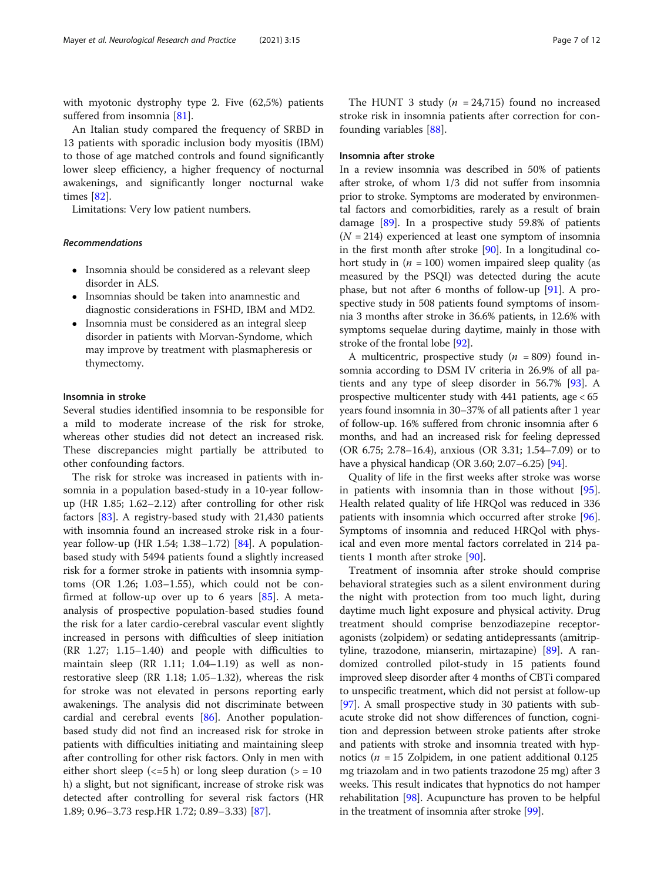with myotonic dystrophy type 2. Five (62,5%) patients suffered from insomnia [81].

An Italian study compared the frequency of SRBD in 13 patients with sporadic inclusion body myositis (IBM) to those of age matched controls and found significantly lower sleep efficiency, a higher frequency of nocturnal awakenings, and significantly longer nocturnal wake times [82].

Limitations: Very low patient numbers.

#### *Recommendations*

- Insomnia should be considered as a relevant sleep disorder in ALS.
- Insomnias should be taken into anamnestic and diagnostic considerations in FSHD, IBM and MD2.
- Insomnia must be considered as an integral sleep disorder in patients with Morvan-Syndome, which may improve by treatment with plasmapheresis or thymectomy.

### Insomnia in stroke

Several studies identified insomnia to be responsible for a mild to moderate increase of the risk for stroke, whereas other studies did not detect an increased risk. These discrepancies might partially be attributed to other confounding factors.

The risk for stroke was increased in patients with insomnia in a population based-study in a 10-year follow-up (HR 1.85; 1.62–2.12) after controlling for other risk factors [83]. A registry-based study with 21,430 patients with insomnia found an increased stroke risk in a four-year follow-up (HR 1.54; 1.38–1.72) [84]. A population-based study with 5494 patients found a slightly increased risk for a former stroke in patients with insomnia symptoms (OR 1.26; 1.03–1.55), which could not be confirmed at follow-up over up to 6 years [85]. A meta-analysis of prospective population-based studies found the risk for a later cardio-cerebral vascular event slightly increased in persons with difficulties of sleep initiation (RR 1.27; 1.15–1.40) and people with difficulties to maintain sleep (RR 1.11; 1.04–1.19) as well as non-restorative sleep (RR 1.18; 1.05–1.32), whereas the risk for stroke was not elevated in persons reporting early awakenings. The analysis did not discriminate between cardial and cerebral events [86]. Another population-based study did not find an increased risk for stroke in patients with difficulties initiating and maintaining sleep after controlling for other risk factors. Only in men with either short sleep (<=5 h) or long sleep duration (> = 10 h) a slight, but not significant, increase of stroke risk was detected after controlling for several risk factors (HR 1.89; 0.96–3.73 resp.HR 1.72; 0.89–3.33) [87].

The HUNT 3 study ($n$ = 24,715) found no increased stroke risk in insomnia patients after correction for confounding variables [88].

### Insomnia after stroke

In a review insomnia was described in 50% of patients after stroke, of whom 1/3 did not suffer from insomnia prior to stroke. Symptoms are moderated by environmental factors and comorbidities, rarely as a result of brain damage [89]. In a prospective study 59.8% of patients ($N$ = 214) experienced at least one symptom of insomnia in the first month after stroke [90]. In a longitudinal cohort study in ($n$ = 100) women impaired sleep quality (as measured by the PSQI) was detected during the acute phase, but not after 6 months of follow-up [91]. A prospective study in 508 patients found symptoms of insomnia 3 months after stroke in 36.6% patients, in 12.6% with symptoms sequelae during daytime, mainly in those with stroke of the frontal lobe [92].

A multicentric, prospective study ($n$ = 809) found insomnia according to DSM IV criteria in 26.9% of all patients and any type of sleep disorder in 56.7% [93]. A prospective multicenter study with 441 patients, age < 65 years found insomnia in 30–37% of all patients after 1 year of follow-up. 16% suffered from chronic insomnia after 6 months, and had an increased risk for feeling depressed (OR 6.75; 2.78–16.4), anxious (OR 3.31; 1.54–7.09) or to have a physical handicap (OR 3.60; 2.07–6.25) [94].

Quality of life in the first weeks after stroke was worse in patients with insomnia than in those without [95]. Health related quality of life HRQol was reduced in 336 patients with insomnia which occurred after stroke [96]. Symptoms of insomnia and reduced HRQol with physical and even more mental factors correlated in 214 patients 1 month after stroke [90].

Treatment of insomnia after stroke should comprise behavioral strategies such as a silent environment during the night with protection from too much light, during daytime much light exposure and physical activity. Drug treatment should comprise benzodiazepine receptor-agonists (zolpidem) or sedating antidepressants (amitriptyline, trazodone, mianserin, mirtazapine) [89]. A randomized controlled pilot-study in 15 patients found improved sleep disorder after 4 months of CBTi compared to unspecific treatment, which did not persist at follow-up [97]. A small prospective study in 30 patients with subacute stroke did not show differences of function, cognition and depression between stroke patients after stroke and patients with stroke and insomnia treated with hypnotics ($n$ = 15 Zolpidem, in one patient additional 0.125 mg triazolam and in two patients trazodone 25 mg) after 3 weeks. This result indicates that hypnotics do not hamper rehabilitation [98]. Acupuncture has proven to be helpful in the treatment of insomnia after stroke [99].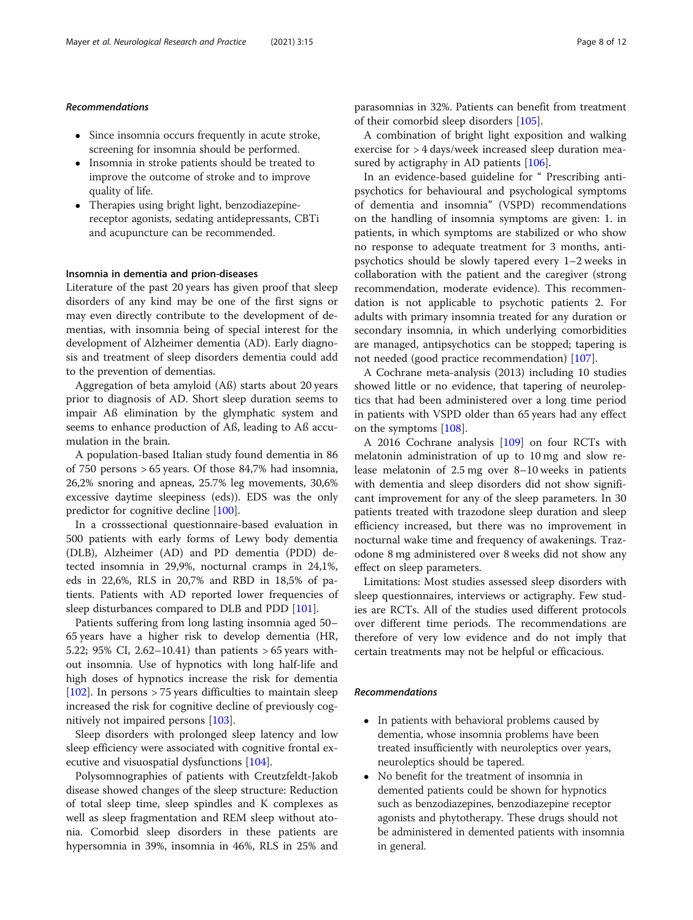### *Recommendations*

- Since insomnia occurs frequently in acute stroke, screening for insomnia should be performed.
- Insomnia in stroke patients should be treated to improve the outcome of stroke and to improve quality of life.
- Therapies using bright light, benzodiazepine-receptor agonists, sedating antidepressants, CBTi and acupuncture can be recommended.

### Insomnia in dementia and prion-diseases

Literature of the past 20 years has given proof that sleep disorders of any kind may be one of the first signs or may even directly contribute to the development of dementias, with insomnia being of special interest for the development of Alzheimer dementia (AD). Early diagnosis and treatment of sleep disorders dementia could add to the prevention of dementias.

Aggregation of beta amyloid (Aß) starts about 20 years prior to diagnosis of AD. Short sleep duration seems to impair Aß elimination by the glymphatic system and seems to enhance production of Aß, leading to Aß accumulation in the brain.

A population-based Italian study found dementia in 86 of 750 persons > 65 years. Of those 84,7% had insomnia, 26,2% snoring and apneas, 25.7% leg movements, 30,6% excessive daytime sleepiness (eds)). EDS was the only predictor for cognitive decline [100].

In a crosssectional questionnaire-based evaluation in 500 patients with early forms of Lewy body dementia (DLB), Alzheimer (AD) and PD dementia (PDD) detected insomnia in 29,9%, nocturnal cramps in 24,1%, eds in 22,6%, RLS in 20,7% and RBD in 18,5% of patients. Patients with AD reported lower frequencies of sleep disturbances compared to DLB and PDD [101].

Patients suffering from long lasting insomnia aged 50–65 years have a higher risk to develop dementia (HR, 5.22; 95% CI, 2.62–10.41) than patients > 65 years without insomnia. Use of hypnotics with long half-life and high doses of hypnotics increase the risk for dementia [102]. In persons > 75 years difficulties to maintain sleep increased the risk for cognitive decline of previously cognitively not impaired persons [103].

Sleep disorders with prolonged sleep latency and low sleep efficiency were associated with cognitive frontal executive and visuospatial dysfunctions [104].

Polysomnographies of patients with Creutzfeldt-Jakob disease showed changes of the sleep structure: Reduction of total sleep time, sleep spindles and K complexes as well as sleep fragmentation and REM sleep without atonia. Comorbid sleep disorders in these patients are hypersomnia in 39%, insomnia in 46%, RLS in 25% and parasomnias in 32%. Patients can benefit from treatment of their comorbid sleep disorders [105].

A combination of bright light exposition and walking exercise for > 4 days/week increased sleep duration measured by actigraphy in AD patients [106].

In an evidence-based guideline for " Prescribing antipsychotics for behavioural and psychological symptoms of dementia and insomnia" (VSPD) recommendations on the handling of insomnia symptoms are given: 1. in patients, in which symptoms are stabilized or who show no response to adequate treatment for 3 months, antipsychotics should be slowly tapered every 1–2 weeks in collaboration with the patient and the caregiver (strong recommendation, moderate evidence). This recommendation is not applicable to psychotic patients 2. For adults with primary insomnia treated for any duration or secondary insomnia, in which underlying comorbidities are managed, antipsychotics can be stopped; tapering is not needed (good practice recommendation) [107].

A Cochrane meta-analysis (2013) including 10 studies showed little or no evidence, that tapering of neuroleptics that had been administered over a long time period in patients with VSPD older than 65 years had any effect on the symptoms [108].

A 2016 Cochrane analysis [109] on four RCTs with melatonin administration of up to 10 mg and slow release melatonin of 2.5 mg over 8–10 weeks in patients with dementia and sleep disorders did not show significant improvement for any of the sleep parameters. In 30 patients treated with trazodone sleep duration and sleep efficiency increased, but there was no improvement in nocturnal wake time and frequency of awakenings. Trazodone 8 mg administered over 8 weeks did not show any effect on sleep parameters.

Limitations: Most studies assessed sleep disorders with sleep questionnaires, interviews or actigraphy. Few studies are RCTs. All of the studies used different protocols over different time periods. The recommendations are therefore of very low evidence and do not imply that certain treatments may not be helpful or efficacious.

### *Recommendations*

- In patients with behavioral problems caused by dementia, whose insomnia problems have been treated insufficiently with neuroleptics over years, neuroleptics should be tapered.
- No benefit for the treatment of insomnia in demented patients could be shown for hypnotics such as benzodiazepines, benzodiazepine receptor agonists and phytotherapy. These drugs should not be administered in demented patients with insomnia in general.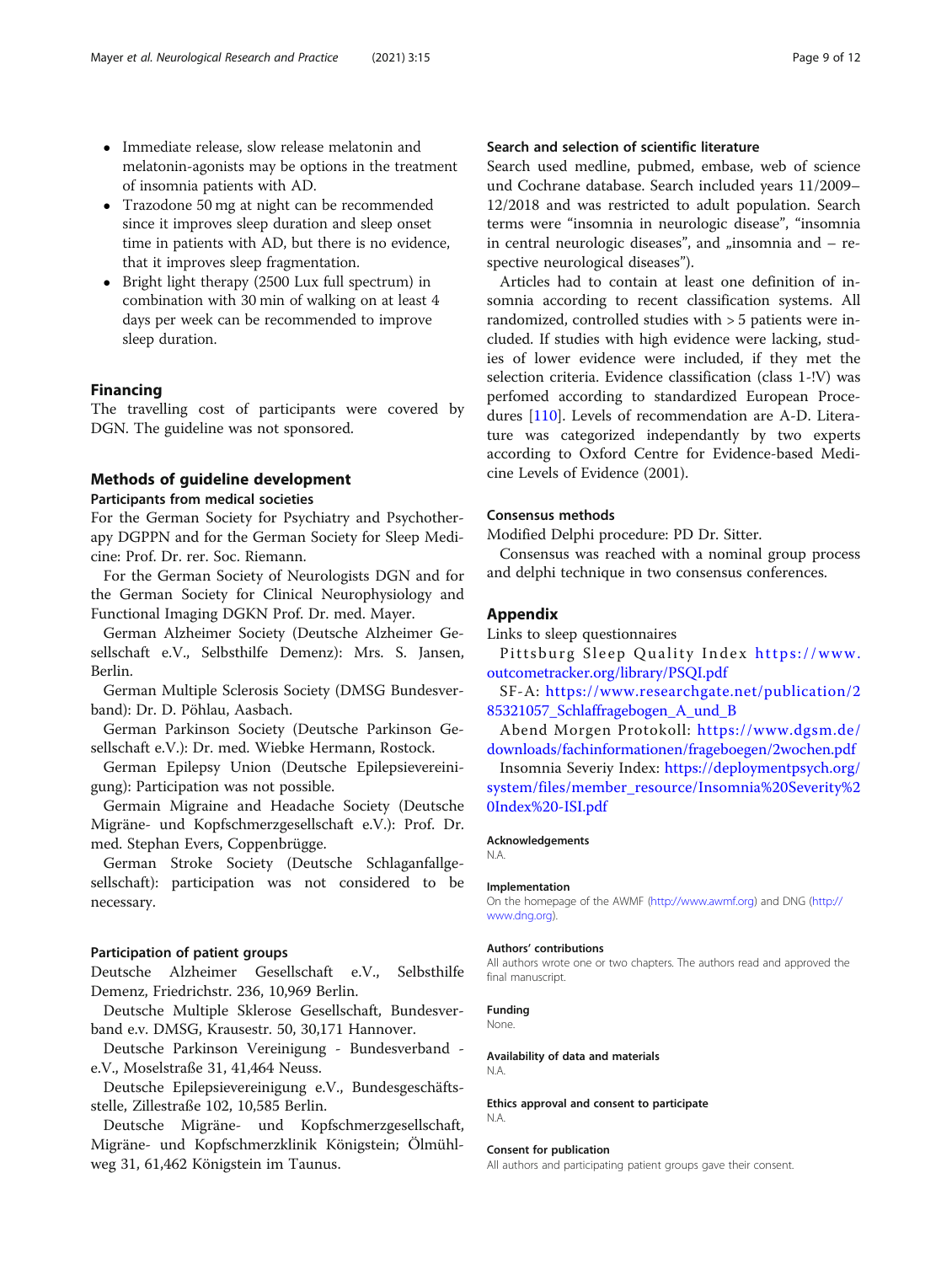- Immediate release, slow release melatonin and melatonin-agonists may be options in the treatment of insomnia patients with AD.
- Trazodone 50 mg at night can be recommended since it improves sleep duration and sleep onset time in patients with AD, but there is no evidence, that it improves sleep fragmentation.
- Bright light therapy (2500 Lux full spectrum) in combination with 30 min of walking on at least 4 days per week can be recommended to improve sleep duration.

## Financing

The travelling cost of participants were covered by DGN. The guideline was not sponsored.

## Methods of guideline development

### Participants from medical societies

For the German Society for Psychiatry and Psychotherapy DGPPN and for the German Society for Sleep Medicine: Prof. Dr. rer. Soc. Riemann.

For the German Society of Neurologists DGN and for the German Society for Clinical Neurophysiology and Functional Imaging DGKN Prof. Dr. med. Mayer.

German Alzheimer Society (Deutsche Alzheimer Gesellschaft e.V., Selbsthilfe Demenz): Mrs. S. Jansen, Berlin.

German Multiple Sclerosis Society (DMSG Bundesverband): Dr. D. Pöhlau, Aasbach.

German Parkinson Society (Deutsche Parkinson Gesellschaft e.V.): Dr. med. Wiebke Hermann, Rostock.

German Epilepsy Union (Deutsche Epilepsievereinigung): Participation was not possible.

Germain Migraine and Headache Society (Deutsche Migräne- und Kopfschmerzgesellschaft e.V.): Prof. Dr. med. Stephan Evers, Coppenbrügge.

German Stroke Society (Deutsche Schlaganfallgesellschaft): participation was not considered to be necessary.

### Participation of patient groups

Deutsche Alzheimer Gesellschaft e.V., Selbsthilfe Demenz, Friedrichstr. 236, 10,969 Berlin.

Deutsche Multiple Sklerose Gesellschaft, Bundesverband e.v. DMSG, Krausestr. 50, 30,171 Hannover.

Deutsche Parkinson Vereinigung - Bundesverband - e.V., Moselstraße 31, 41,464 Neuss.

Deutsche Epilepsievereinigung e.V., Bundesgeschäftsstelle, Zillestraße 102, 10,585 Berlin.

Deutsche Migräne- und Kopfschmerzgesellschaft, Migräne- und Kopfschmerzklinik Königstein; Ölmühlweg 31, 61,462 Königstein im Taunus.

### Search and selection of scientific literature

Search used medline, pubmed, embase, web of science und Cochrane database. Search included years 11/2009–12/2018 and was restricted to adult population. Search terms were "insomnia in neurologic disease", "insomnia in central neurologic diseases", and „insomnia and – respective neurological diseases").

Articles had to contain at least one definition of insomnia according to recent classification systems. All randomized, controlled studies with > 5 patients were included. If studies with high evidence were lacking, studies of lower evidence were included, if they met the selection criteria. Evidence classification (class 1-!V) was perfomed according to standardized European Procedures [110]. Levels of recommendation are A-D. Literature was categorized independantly by two experts according to Oxford Centre for Evidence-based Medicine Levels of Evidence (2001).

### Consensus methods

Modified Delphi procedure: PD Dr. Sitter.

Consensus was reached with a nominal group process and delphi technique in two consensus conferences.

## Appendix

Links to sleep questionnaires

Pittsburg Sleep Quality Index https://www.outcometracker.org/library/PSQI.pdf

SF-A: https://www.researchgate.net/publication/285321057_Schlaffragebogen_A_und_B

Abend Morgen Protokoll: https://www.dgsm.de/downloads/fachinformationen/frageboegen/2wochen.pdf

Insomnia Severiy Index: https://deploymentpsych.org/system/files/member_resource/Insomnia%20Severity%20Index%20-ISI.pdf

#### Acknowledgements

N.A.

#### Implementation

On the homepage of the AWMF (http://www.awmf.org) and DNG (http://www.dng.org).

#### Authors' contributions

All authors wrote one or two chapters. The authors read and approved the final manuscript.

#### Funding

None.

#### Availability of data and materials

N.A.

#### Ethics approval and consent to participate

N.A.

#### Consent for publication

All authors and participating patient groups gave their consent.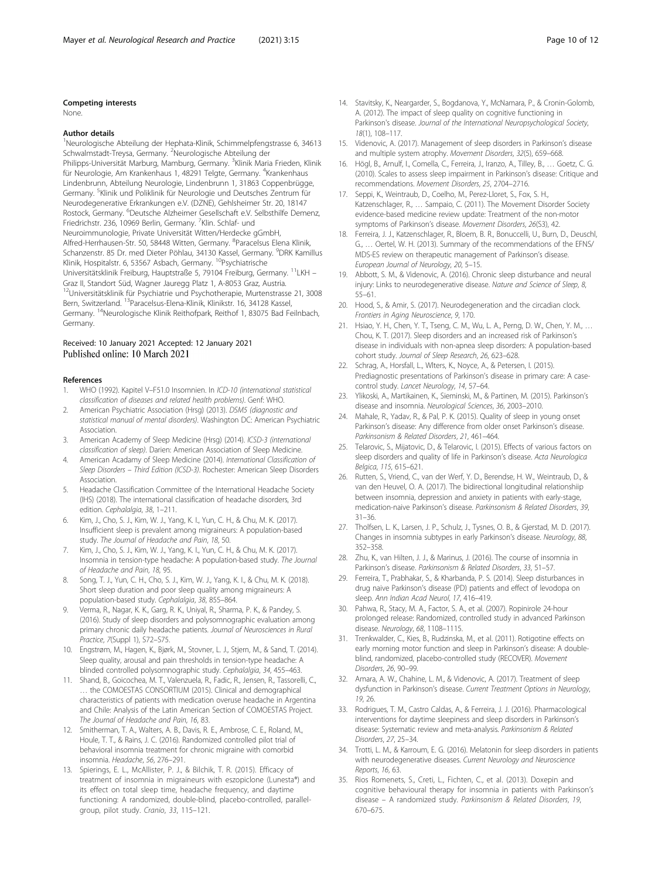### Competing interests

None.

### Author details

[1]Neurologische Abteilung der Hephata-Klinik, Schimmelpfengstrasse 6, 34613 Schwalmstadt-Treysa, Germany. [2]Neurologische Abteilung der Philipps-Universität Marburg, Mamburg, Germany. [3]Klinik Maria Frieden, Klinik für Neurologie, Am Krankenhaus 1, 48291 Telgte, Germany. [4]Krankenhaus Lindenbrunn, Abteilung Neurologie, Lindenbrunn 1, 31863 Coppenbrügge, Germany. [5]Klinik und Poliklinik für Neurologie und Deutsches Zentrum für Neurodegenerative Erkrankungen e.V. (DZNE), Gehlsheimer Str. 20, 18147 Rostock, Germany. [6]Deutsche Alzheimer Gesellschaft e.V. Selbsthilfe Demenz, Friedrichstr. 236, 10969 Berlin, Germany. [7]Klin. Schlaf- und Neuroimmunologie, Private Universität Witten/Herdecke gGmbH, Alfred-Herrhausen-Str. 50, 58448 Witten, Germany. [8]Paracelsus Elena Klinik, Schanzenstr. 85 Dr. med Dieter Pöhlau, 34130 Kassel, Germany. [9]DRK Kamillus Klinik, Hospitalstr. 6, 53567 Asbach, Germany. [10]Psychiatrische Universitätsklinik Freiburg, Hauptstraße 5, 79104 Freiburg, Germany. [11]LKH – Graz II, Standort Süd, Wagner Jauregg Platz 1, A-8053 Graz, Austria. [12]Universitätsklinik für Psychiatrie und Psychotherapie, Murtenstrasse 21, 3008 Bern, Switzerland. [13]Paracelsus-Elena-Klinik, Klinikstr. 16, 34128 Kassel, Germany. [14]Neurologische Klinik Reithofpark, Reithof 1, 83075 Bad Feilnbach, Germany.

Received: 10 January 2021 Accepted: 12 January 2021
Published online: 10 March 2021

### References

1. WHO (1992). Kapitel V–F51.0 Insomnien. In *ICD-10 (international statistical classification of diseases and related health problems)*. Genf: WHO.
2. American Psychiatric Association (Hrsg) (2013). *DSM5 (diagnostic and statistical manual of mental disorders)*. Washington DC: American Psychiatric Association.
3. American Academy of Sleep Medicine (Hrsg) (2014). *ICSD-3 (international classification of sleep)*. Darien: American Association of Sleep Medicine.
4. American Acadamy of Sleep Medicine (2014). *International Classification of Sleep Disorders – Third Edition (ICSD-3)*. Rochester: American Sleep Disorders Association.
5. Headache Classification Committee of the International Headache Society (IHS) (2018). The international classification of headache disorders, 3rd edition. *Cephalalgia*, *38*, 1–211.
6. Kim, J., Cho, S. J., Kim, W. J., Yang, K. I., Yun, C. H., & Chu, M. K. (2017). Insufficient sleep is prevalent among migraineurs: A population-based study. *The Journal of Headache and Pain*, *18*, 50.
7. Kim, J., Cho, S. J., Kim, W. J., Yang, K. I., Yun, C. H., & Chu, M. K. (2017). Insomnia in tension-type headache: A population-based study. *The Journal of Headache and Pain*, *18*, 95.
8. Song, T. J., Yun, C. H., Cho, S. J., Kim, W. J., Yang, K. I., & Chu, M. K. (2018). Short sleep duration and poor sleep quality among migraineurs: A population-based study. *Cephalalgia*, *38*, 855–864.
9. Verma, R., Nagar, K. K., Garg, R. K., Uniyal, R., Sharma, P. K., & Pandey, S. (2016). Study of sleep disorders and polysomnographic evaluation among primary chronic daily headache patients. *Journal of Neurosciences in Rural Practice*, *7*(Suppl 1), S72–S75.
10. Engstrøm, M., Hagen, K., Bjørk, M., Stovner, L. J., Stjern, M., & Sand, T. (2014). Sleep quality, arousal and pain thresholds in tension-type headache: A blinded controlled polysomnographic study. *Cephalalgia*, *34*, 455–463.
11. Shand, B., Goicochea, M. T., Valenzuela, R., Fadic, R., Jensen, R., Tassorelli, C., … the COMOESTAS CONSORTIUM (2015). Clinical and demographical characteristics of patients with medication overuse headache in Argentina and Chile: Analysis of the Latin American Section of COMOESTAS Project. *The Journal of Headache and Pain*, *16*, 83.
12. Smitherman, T. A., Walters, A. B., Davis, R. E., Ambrose, C. E., Roland, M., Houle, T. T., & Rains, J. C. (2016). Randomized controlled pilot trial of behavioral insomnia treatment for chronic migraine with comorbid insomnia. *Headache*, *56*, 276–291.
13. Spierings, E. L., McAllister, P. J., & Bilchik, T. R. (2015). Efficacy of treatment of insomnia in migraineurs with eszopiclone (Lunesta®) and its effect on total sleep time, headache frequency, and daytime functioning: A randomized, double-blind, placebo-controlled, parallel-group, pilot study. *Cranio*, *33*, 115–121.
14. Stavitsky, K., Neargarder, S., Bogdanova, Y., McNamara, P., & Cronin-Golomb, A. (2012). The impact of sleep quality on cognitive functioning in Parkinson's disease. *Journal of the International Neuropsychological Society*, *18*(1), 108–117.
15. Videnovic, A. (2017). Management of sleep disorders in Parkinson's disease and multiple system atrophy. *Movement Disorders*, *32*(5), 659–668.
16. Högl, B., Arnulf, I., Comella, C., Ferreira, J., Iranzo, A., Tilley, B., … Goetz, C. G. (2010). Scales to assess sleep impairment in Parkinson's disease: Critique and recommendations. *Movement Disorders*, *25*, 2704–2716.
17. Seppi, K., Weintraub, D., Coelho, M., Perez-Lloret, S., Fox, S. H., Katzenschlager, R., … Sampaio, C. (2011). The Movement Disorder Society evidence-based medicine review update: Treatment of the non-motor symptoms of Parkinson's disease. *Movement Disorders*, *26*(S3), 42.
18. Ferreira, J. J., Katzenschlager, R., Bloem, B. R., Bonuccelli, U., Burn, D., Deuschl, G., … Oertel, W. H. (2013). Summary of the recommendations of the EFNS/MDS-ES review on therapeutic management of Parkinson's disease. *European Journal of Neurology*, *20*, 5–15.
19. Abbott, S. M., & Videnovic, A. (2016). Chronic sleep disturbance and neural injury: Links to neurodegenerative disease. *Nature and Science of Sleep*, *8*, 55–61.
20. Hood, S., & Amir, S. (2017). Neurodegeneration and the circadian clock. *Frontiers in Aging Neuroscience*, *9*, 170.
21. Hsiao, Y. H., Chen, Y. T., Tseng, C. M., Wu, L. A., Perng, D. W., Chen, Y. M., … Chou, K. T. (2017). Sleep disorders and an increased risk of Parkinson's disease in individuals with non-apnea sleep disorders: A population-based cohort study. *Journal of Sleep Research*, *26*, 623–628.
22. Schrag, A., Horsfall, L., Wlters, K., Noyce, A., & Petersen, I. (2015). Prediagnostic presentations of Parkinson's disease in primary care: A case-control study. *Lancet Neurology*, *14*, 57–64.
23. Ylikoski, A., Martikainen, K., Sieminski, M., & Partinen, M. (2015). Parkinson's disease and insomnia. *Neurological Sciences*, *36*, 2003–2010.
24. Mahale, R., Yadav, R., & Pal, P. K. (2015). Quality of sleep in young onset Parkinson's disease: Any difference from older onset Parkinson's disease. *Parkinsonism & Related Disorders*, *21*, 461–464.
25. Telarovic, S., Mijatovic, D., & Telarovic, I. (2015). Effects of various factors on sleep disorders and quality of life in Parkinson's disease. *Acta Neurologica Belgica*, *115*, 615–621.
26. Rutten, S., Vriend, C., van der Werf, Y. D., Berendse, H. W., Weintraub, D., & van den Heuvel, O. A. (2017). The bidirectional longitudinal relationshiip between insomnia, depression and anxiety in patients with early-stage, medication-naive Parkinson's disease. *Parkinsonism & Related Disorders*, *39*, 31–36.
27. Tholfsen, L. K., Larsen, J. P., Schulz, J., Tysnes, O. B., & Gjerstad, M. D. (2017). Changes in insomnia subtypes in early Parkinson's disease. *Neurology*, *88*, 352–358.
28. Zhu, K., van Hilten, J. J., & Marinus, J. (2016). The course of insomnia in Parkinson's disease. *Parkinsonism & Related Disorders*, *33*, 51–57.
29. Ferreira, T., Prabhakar, S., & Kharbanda, P. S. (2014). Sleep disturbances in drug naive Parkinson's disease (PD) patients and effect of levodopa on sleep. *Ann Indian Acad Neurol*, *17*, 416–419.
30. Pahwa, R., Stacy, M. A., Factor, S. A., et al. (2007). Ropinirole 24-hour prolonged release: Randomized, controlled study in advanced Parkinson disease. *Neurology*, *68*, 1108–1115.
31. Trenkwalder, C., Kies, B., Rudzinska, M., et al. (2011). Rotigotine effects on early morning motor function and sleep in Parkinson's disease: A double-blind, randomized, placebo-controlled study (RECOVER). *Movement Disorders*, *26*, 90–99.
32. Amara, A. W., Chahine, L. M., & Videnovic, A. (2017). Treatment of sleep dysfunction in Parkinson's disease. *Current Treatment Options in Neurology*, *19*, 26.
33. Rodrigues, T. M., Castro Caldas, A., & Ferreira, J. J. (2016). Pharmacological interventions for daytime sleepiness and sleep disorders in Parkinson's disease: Systematic review and meta-analysis. *Parkinsonism & Related Disorders*, *27*, 25–34.
34. Trotti, L. M., & Karroum, E. G. (2016). Melatonin for sleep disorders in patients with neurodegenerative diseases. *Current Neurology and Neuroscience Reports*, *16*, 63.
35. Rios Romenets, S., Creti, L., Fichten, C., et al. (2013). Doxepin and cognitive behavioural therapy for insomnia in patients with Parkinson's disease – A randomized study. *Parkinsonism & Related Disorders*, *19*, 670–675.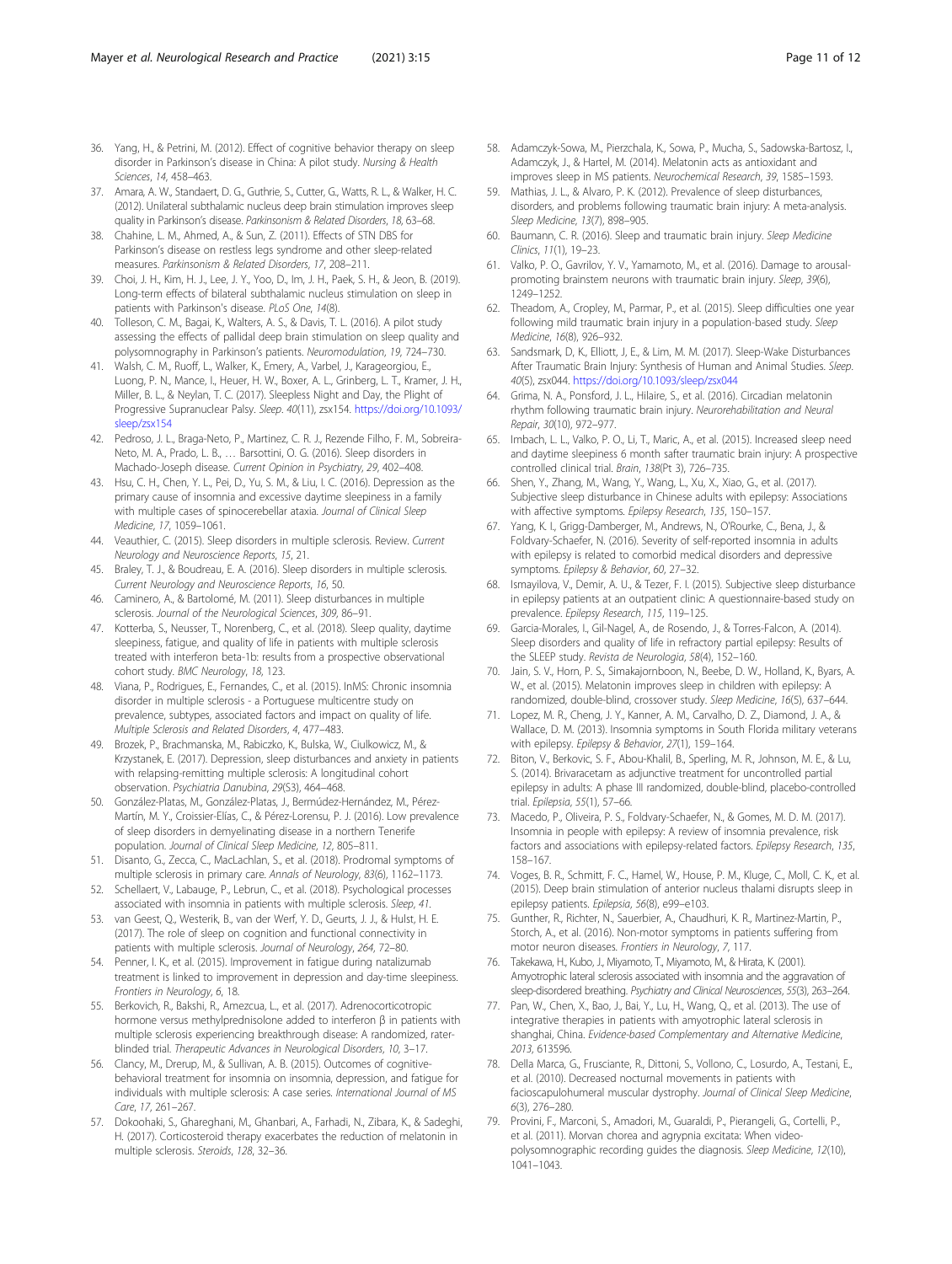36. Yang, H., & Petrini, M. (2012). Effect of cognitive behavior therapy on sleep disorder in Parkinson's disease in China: A pilot study. *Nursing & Health Sciences*, *14*, 458–463.
37. Amara, A. W., Standaert, D. G., Guthrie, S., Cutter, G., Watts, R. L., & Walker, H. C. (2012). Unilateral subthalamic nucleus deep brain stimulation improves sleep quality in Parkinson's disease. *Parkinsonism & Related Disorders*, *18*, 63–68.
38. Chahine, L. M., Ahmed, A., & Sun, Z. (2011). Effects of STN DBS for Parkinson's disease on restless legs syndrome and other sleep-related measures. *Parkinsonism & Related Disorders*, *17*, 208–211.
39. Choi, J. H., Kim, H. J., Lee, J. Y., Yoo, D., Im, J. H., Paek, S. H., & Jeon, B. (2019). Long-term effects of bilateral subthalamic nucleus stimulation on sleep in patients with Parkinson's disease. *PLoS One*, *14*(8).
40. Tolleson, C. M., Bagai, K., Walters, A. S., & Davis, T. L. (2016). A pilot study assessing the effects of pallidal deep brain stimulation on sleep quality and polysomnography in Parkinson's patients. *Neuromodulation*, *19*, 724–730.
41. Walsh, C. M., Ruoff, L., Walker, K., Emery, A., Varbel, J., Karageorgiou, E., Luong, P. N., Mance, I., Heuer, H. W., Boxer, A. L., Grinberg, L. T., Kramer, J. H., Miller, B. L., & Neylan, T. C. (2017). Sleepless Night and Day, the Plight of Progressive Supranuclear Palsy. *Sleep*. *40*(11), zsx154. https://doi.org/10.1093/sleep/zsx154
42. Pedroso, J. L., Braga-Neto, P., Martinez, C. R. J., Rezende Filho, F. M., Sobreira-Neto, M. A., Prado, L. B., … Barsottini, O. G. (2016). Sleep disorders in Machado-Joseph disease. *Current Opinion in Psychiatry*, *29*, 402–408.
43. Hsu, C. H., Chen, Y. L., Pei, D., Yu, S. M., & Liu, I. C. (2016). Depression as the primary cause of insomnia and excessive daytime sleepiness in a family with multiple cases of spinocerebellar ataxia. *Journal of Clinical Sleep Medicine*, *17*, 1059–1061.
44. Veauthier, C. (2015). Sleep disorders in multiple sclerosis. Review. *Current Neurology and Neuroscience Reports*, *15*, 21.
45. Braley, T. J., & Boudreau, E. A. (2016). Sleep disorders in multiple sclerosis. *Current Neurology and Neuroscience Reports*, *16*, 50.
46. Caminero, A., & Bartolomé, M. (2011). Sleep disturbances in multiple sclerosis. *Journal of the Neurological Sciences*, *309*, 86–91.
47. Kotterba, S., Neusser, T., Norenberg, C., et al. (2018). Sleep quality, daytime sleepiness, fatigue, and quality of life in patients with multiple sclerosis treated with interferon beta-1b: results from a prospective observational cohort study. *BMC Neurology*, *18*, 123.
48. Viana, P., Rodrigues, E., Fernandes, C., et al. (2015). InMS: Chronic insomnia disorder in multiple sclerosis - a Portuguese multicentre study on prevalence, subtypes, associated factors and impact on quality of life. *Multiple Sclerosis and Related Disorders*, *4*, 477–483.
49. Brozek, P., Brachmanska, M., Rabiczko, K., Bulska, W., Ciulkowicz, M., & Krzystanek, E. (2017). Depression, sleep disturbances and anxiety in patients with relapsing-remitting multiple sclerosis: A longitudinal cohort observation. *Psychiatria Danubina*, *29*(S3), 464–468.
50. González-Platas, M., González-Platas, J., Bermúdez-Hernández, M., Pérez-Martín, M. Y., Croissier-Elías, C., & Pérez-Lorensu, P. J. (2016). Low prevalence of sleep disorders in demyelinating disease in a northern Tenerife population. *Journal of Clinical Sleep Medicine*, *12*, 805–811.
51. Disanto, G., Zecca, C., MacLachlan, S., et al. (2018). Prodromal symptoms of multiple sclerosis in primary care. *Annals of Neurology*, *83*(6), 1162–1173.
52. Schellaert, V., Labauge, P., Lebrun, C., et al. (2018). Psychological processes associated with insomnia in patients with multiple sclerosis. *Sleep*, *41*.
53. van Geest, Q., Westerik, B., van der Werf, Y. D., Geurts, J. J., & Hulst, H. E. (2017). The role of sleep on cognition and functional connectivity in patients with multiple sclerosis. *Journal of Neurology*, *264*, 72–80.
54. Penner, I. K., et al. (2015). Improvement in fatigue during natalizumab treatment is linked to improvement in depression and day-time sleepiness. *Frontiers in Neurology*, *6*, 18.
55. Berkovich, R., Bakshi, R., Amezcua, L., et al. (2017). Adrenocorticotropic hormone versus methylprednisolone added to interferon β in patients with multiple sclerosis experiencing breakthrough disease: A randomized, rater-blinded trial. *Therapeutic Advances in Neurological Disorders*, *10*, 3–17.
56. Clancy, M., Drerup, M., & Sullivan, A. B. (2015). Outcomes of cognitive-behavioral treatment for insomnia on insomnia, depression, and fatigue for individuals with multiple sclerosis: A case series. *International Journal of MS Care*, *17*, 261–267.
57. Dokoohaki, S., Ghareghani, M., Ghanbari, A., Farhadi, N., Zibara, K., & Sadeghi, H. (2017). Corticosteroid therapy exacerbates the reduction of melatonin in multiple sclerosis. *Steroids*, *128*, 32–36.
58. Adamczyk-Sowa, M., Pierzchala, K., Sowa, P., Mucha, S., Sadowska-Bartosz, I., Adamczyk, J., & Hartel, M. (2014). Melatonin acts as antioxidant and improves sleep in MS patients. *Neurochemical Research*, *39*, 1585–1593.
59. Mathias, J. L., & Alvaro, P. K. (2012). Prevalence of sleep disturbances, disorders, and problems following traumatic brain injury: A meta-analysis. *Sleep Medicine*, *13*(7), 898–905.
60. Baumann, C. R. (2016). Sleep and traumatic brain injury. *Sleep Medicine Clinics*, *11*(1), 19–23.
61. Valko, P. O., Gavrilov, Y. V., Yamamoto, M., et al. (2016). Damage to arousal-promoting brainstem neurons with traumatic brain injury. *Sleep*, *39*(6), 1249–1252.
62. Theadom, A., Cropley, M., Parmar, P., et al. (2015). Sleep difficulties one year following mild traumatic brain injury in a population-based study. *Sleep Medicine*, *16*(8), 926–932.
63. Sandsmark, D. K., Elliott, J. E., & Lim, M. M. (2017). Sleep-Wake Disturbances After Traumatic Brain Injury: Synthesis of Human and Animal Studies. *Sleep*. *40*(5), zsx044. https://doi.org/10.1093/sleep/zsx044
64. Grima, N. A., Ponsford, J. L., Hilaire, S., et al. (2016). Circadian melatonin rhythm following traumatic brain injury. *Neurorehabilitation and Neural Repair*, *30*(10), 972–977.
65. Imbach, L. L., Valko, P. O., Li, T., Maric, A., et al. (2015). Increased sleep need and daytime sleepiness 6 month safter traumatic brain injury: A prospective controlled clinical trial. *Brain*, *138*(Pt 3), 726–735.
66. Shen, Y., Zhang, M., Wang, Y., Wang, L., Xu, X., Xiao, G., et al. (2017). Subjective sleep disturbance in Chinese adults with epilepsy: Associations with affective symptoms. *Epilepsy Research*, *135*, 150–157.
67. Yang, K. I., Grigg-Damberger, M., Andrews, N., O'Rourke, C., Bena, J., & Foldvary-Schaefer, N. (2016). Severity of self-reported insomnia in adults with epilepsy is related to comorbid medical disorders and depressive symptoms. *Epilepsy & Behavior*, *60*, 27–32.
68. Ismayilova, V., Demir, A. U., & Tezer, F. I. (2015). Subjective sleep disturbance in epilepsy patients at an outpatient clinic: A questionnaire-based study on prevalence. *Epilepsy Research*, *115*, 119–125.
69. Garcia-Morales, I., Gil-Nagel, A., de Rosendo, J., & Torres-Falcon, A. (2014). Sleep disorders and quality of life in refractory partial epilepsy: Results of the SLEEP study. *Revista de Neurologia*, *58*(4), 152–160.
70. Jain, S. V., Horn, P. S., Simakajornboon, N., Beebe, D. W., Holland, K., Byars, A. W., et al. (2015). Melatonin improves sleep in children with epilepsy: A randomized, double-blind, crossover study. *Sleep Medicine*, *16*(5), 637–644.
71. Lopez, M. R., Cheng, J. Y., Kanner, A. M., Carvalho, D. Z., Diamond, J. A., & Wallace, D. M. (2013). Insomnia symptoms in South Florida military veterans with epilepsy. *Epilepsy & Behavior*, *27*(1), 159–164.
72. Biton, V., Berkovic, S. F., Abou-Khalil, B., Sperling, M. R., Johnson, M. E., & Lu, S. (2014). Brivaracetam as adjunctive treatment for uncontrolled partial epilepsy in adults: A phase III randomized, double-blind, placebo-controlled trial. *Epilepsia*, *55*(1), 57–66.
73. Macedo, P., Oliveira, P. S., Foldvary-Schaefer, N., & Gomes, M. D. M. (2017). Insomnia in people with epilepsy: A review of insomnia prevalence, risk factors and associations with epilepsy-related factors. *Epilepsy Research*, *135*, 158–167.
74. Voges, B. R., Schmitt, F. C., Hamel, W., House, P. M., Kluge, C., Moll, C. K., et al. (2015). Deep brain stimulation of anterior nucleus thalami disrupts sleep in epilepsy patients. *Epilepsia*, *56*(8), e99–e103.
75. Gunther, R., Richter, N., Sauerbier, A., Chaudhuri, K. R., Martinez-Martin, P., Storch, A., et al. (2016). Non-motor symptoms in patients suffering from motor neuron diseases. *Frontiers in Neurology*, *7*, 117.
76. Takekawa, H., Kubo, J., Miyamoto, T., Miyamoto, M., & Hirata, K. (2001). Amyotrophic lateral sclerosis associated with insomnia and the aggravation of sleep-disordered breathing. *Psychiatry and Clinical Neurosciences*, *55*(3), 263–264.
77. Pan, W., Chen, X., Bao, J., Bai, Y., Lu, H., Wang, Q., et al. (2013). The use of integrative therapies in patients with amyotrophic lateral sclerosis in shanghai, China. *Evidence-based Complementary and Alternative Medicine*, *2013*, 613596.
78. Della Marca, G., Frusciante, R., Dittoni, S., Vollono, C., Losurdo, A., Testani, E., et al. (2010). Decreased nocturnal movements in patients with facioscapulohumeral muscular dystrophy. *Journal of Clinical Sleep Medicine*, *6*(3), 276–280.
79. Provini, F., Marconi, S., Amadori, M., Guaraldi, P., Pierangeli, G., Cortelli, P., et al. (2011). Morvan chorea and agrypnia excitata: When video-polysomnographic recording guides the diagnosis. *Sleep Medicine*, *12*(10), 1041–1043.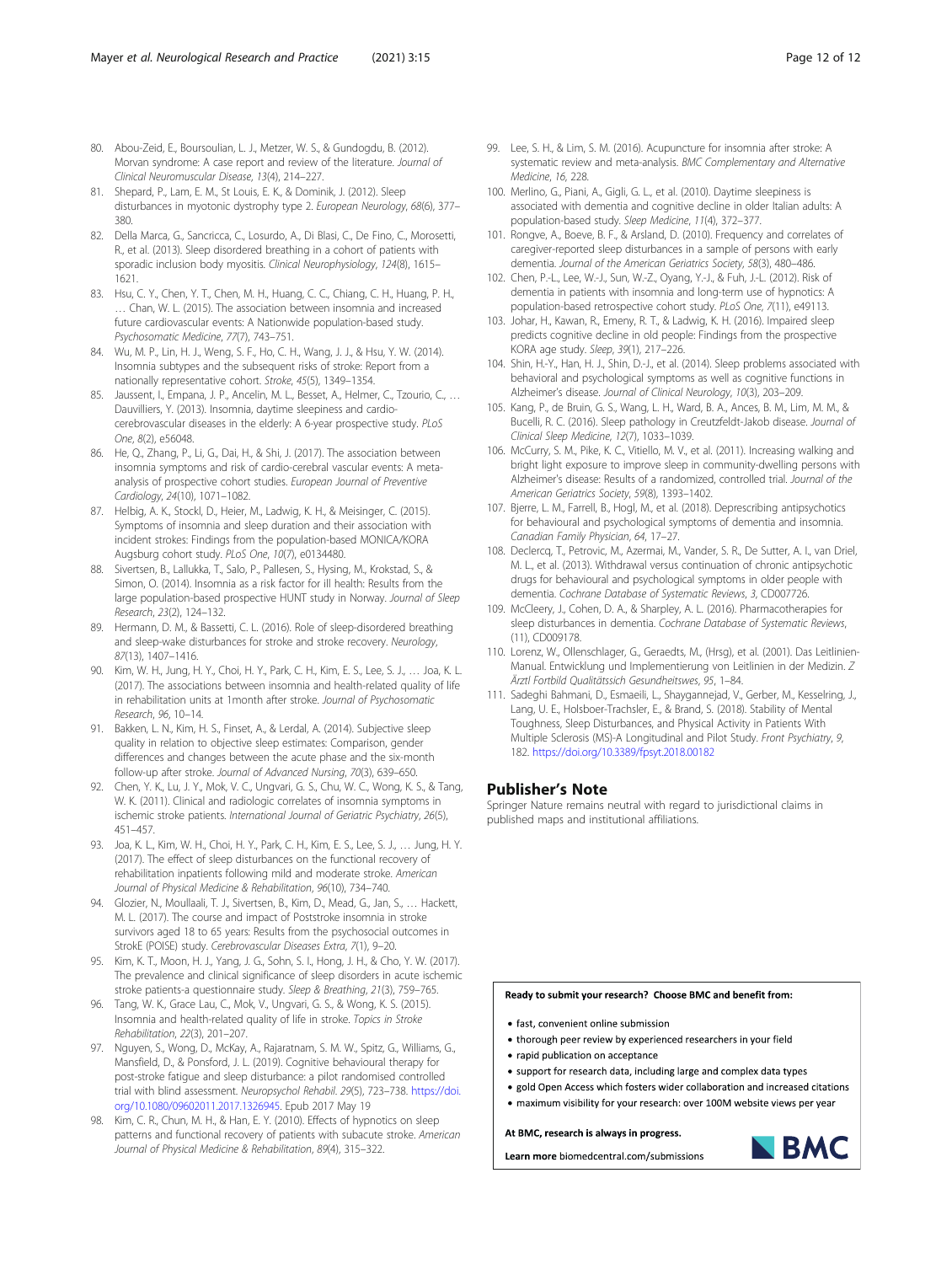80. Abou-Zeid, E., Boursoulian, L. J., Metzer, W. S., & Gundogdu, B. (2012). Morvan syndrome: A case report and review of the literature. *Journal of Clinical Neuromuscular Disease*, *13*(4), 214–227.
81. Shepard, P., Lam, E. M., St Louis, E. K., & Dominik, J. (2012). Sleep disturbances in myotonic dystrophy type 2. *European Neurology*, *68*(6), 377–380.
82. Della Marca, G., Sancricca, C., Losurdo, A., Di Blasi, C., De Fino, C., Morosetti, R., et al. (2013). Sleep disordered breathing in a cohort of patients with sporadic inclusion body myositis. *Clinical Neurophysiology*, *124*(8), 1615–1621.
83. Hsu, C. Y., Chen, Y. T., Chen, M. H., Huang, C. C., Chiang, C. H., Huang, P. H., … Chan, W. L. (2015). The association between insomnia and increased future cardiovascular events: A Nationwide population-based study. *Psychosomatic Medicine*, *77*(7), 743–751.
84. Wu, M. P., Lin, H. J., Weng, S. F., Ho, C. H., Wang, J. J., & Hsu, Y. W. (2014). Insomnia subtypes and the subsequent risks of stroke: Report from a nationally representative cohort. *Stroke*, *45*(5), 1349–1354.
85. Jaussent, I., Empana, J. P., Ancelin, M. L., Besset, A., Helmer, C., Tzourio, C., … Dauvilliers, Y. (2013). Insomnia, daytime sleepiness and cardio-cerebrovascular diseases in the elderly: A 6-year prospective study. *PLoS One*, *8*(2), e56048.
86. He, Q., Zhang, P., Li, G., Dai, H., & Shi, J. (2017). The association between insomnia symptoms and risk of cardio-cerebral vascular events: A meta-analysis of prospective cohort studies. *European Journal of Preventive Cardiology*, *24*(10), 1071–1082.
87. Helbig, A. K., Stockl, D., Heier, M., Ladwig, K. H., & Meisinger, C. (2015). Symptoms of insomnia and sleep duration and their association with incident strokes: Findings from the population-based MONICA/KORA Augsburg cohort study. *PLoS One*, *10*(7), e0134480.
88. Sivertsen, B., Lallukka, T., Salo, P., Pallesen, S., Hysing, M., Krokstad, S., & Simon, O. (2014). Insomnia as a risk factor for ill health: Results from the large population-based prospective HUNT study in Norway. *Journal of Sleep Research*, *23*(2), 124–132.
89. Hermann, D. M., & Bassetti, C. L. (2016). Role of sleep-disordered breathing and sleep-wake disturbances for stroke and stroke recovery. *Neurology*, *87*(13), 1407–1416.
90. Kim, W. H., Jung, H. Y., Choi, H. Y., Park, C. H., Kim, E. S., Lee, S. J., … Joa, K. L. (2017). The associations between insomnia and health-related quality of life in rehabilitation units at 1month after stroke. *Journal of Psychosomatic Research*, *96*, 10–14.
91. Bakken, L. N., Kim, H. S., Finset, A., & Lerdal, A. (2014). Subjective sleep quality in relation to objective sleep estimates: Comparison, gender differences and changes between the acute phase and the six-month follow-up after stroke. *Journal of Advanced Nursing*, *70*(3), 639–650.
92. Chen, Y. K., Lu, J. Y., Mok, V. C., Ungvari, G. S., Chu, W. C., Wong, K. S., & Tang, W. K. (2011). Clinical and radiologic correlates of insomnia symptoms in ischemic stroke patients. *International Journal of Geriatric Psychiatry*, *26*(5), 451–457.
93. Joa, K. L., Kim, W. H., Choi, H. Y., Park, C. H., Kim, E. S., Lee, S. J., … Jung, H. Y. (2017). The effect of sleep disturbances on the functional recovery of rehabilitation inpatients following mild and moderate stroke. *American Journal of Physical Medicine & Rehabilitation*, *96*(10), 734–740.
94. Glozier, N., Moullaali, T. J., Sivertsen, B., Kim, D., Mead, G., Jan, S., … Hackett, M. L. (2017). The course and impact of Poststroke insomnia in stroke survivors aged 18 to 65 years: Results from the psychosocial outcomes in StrokE (POISE) study. *Cerebrovascular Diseases Extra*, *7*(1), 9–20.
95. Kim, K. T., Moon, H. J., Yang, J. G., Sohn, S. I., Hong, J. H., & Cho, Y. W. (2017). The prevalence and clinical significance of sleep disorders in acute ischemic stroke patients-a questionnaire study. *Sleep & Breathing*, *21*(3), 759–765.
96. Tang, W. K., Grace Lau, C., Mok, V., Ungvari, G. S., & Wong, K. S. (2015). Insomnia and health-related quality of life in stroke. *Topics in Stroke Rehabilitation*, *22*(3), 201–207.
97. Nguyen, S., Wong, D., McKay, A., Rajaratnam, S. M. W., Spitz, G., Williams, G., Mansfield, D., & Ponsford, J. L. (2019). Cognitive behavioural therapy for post-stroke fatigue and sleep disturbance: a pilot randomised controlled trial with blind assessment. *Neuropsychol Rehabil*. *29*(5), 723–738. https://doi.org/10.1080/09602011.2017.1326945. Epub 2017 May 19
98. Kim, C. R., Chun, M. H., & Han, E. Y. (2010). Effects of hypnotics on sleep patterns and functional recovery of patients with subacute stroke. *American Journal of Physical Medicine & Rehabilitation*, *89*(4), 315–322.
99. Lee, S. H., & Lim, S. M. (2016). Acupuncture for insomnia after stroke: A systematic review and meta-analysis. *BMC Complementary and Alternative Medicine*, *16*, 228.
100. Merlino, G., Piani, A., Gigli, G. L., et al. (2010). Daytime sleepiness is associated with dementia and cognitive decline in older Italian adults: A population-based study. *Sleep Medicine*, *11*(4), 372–377.
101. Rongve, A., Boeve, B. F., & Arsland, D. (2010). Frequency and correlates of caregiver-reported sleep disturbances in a sample of persons with early dementia. *Journal of the American Geriatrics Society*, *58*(3), 480–486.
102. Chen, P.-L., Lee, W.-J., Sun, W.-Z., Oyang, Y.-J., & Fuh, J.-L. (2012). Risk of dementia in patients with insomnia and long-term use of hypnotics: A population-based retrospective cohort study. *PLoS One*, *7*(11), e49113.
103. Johar, H., Kawan, R., Emeny, R. T., & Ladwig, K. H. (2016). Impaired sleep predicts cognitive decline in old people: Findings from the prospective KORA age study. *Sleep*, *39*(1), 217–226.
104. Shin, H.-Y., Han, H. J., Shin, D.-J., et al. (2014). Sleep problems associated with behavioral and psychological symptoms as well as cognitive functions in Alzheimer's disease. *Journal of Clinical Neurology*, *10*(3), 203–209.
105. Kang, P., de Bruin, G. S., Wang, L. H., Ward, B. A., Ances, B. M., Lim, M. M., & Bucelli, R. C. (2016). Sleep pathology in Creutzfeldt-Jakob disease. *Journal of Clinical Sleep Medicine*, *12*(7), 1033–1039.
106. McCurry, S. M., Pike, K. C., Vitiello, M. V., et al. (2011). Increasing walking and bright light exposure to improve sleep in community-dwelling persons with Alzheimer's disease: Results of a randomized, controlled trial. *Journal of the American Geriatrics Society*, *59*(8), 1393–1402.
107. Bjerre, L. M., Farrell, B., Hogl, M., et al. (2018). Deprescribing antipsychotics for behavioural and psychological symptoms of dementia and insomnia. *Canadian Family Physician*, *64*, 17–27.
108. Declercq, T., Petrovic, M., Azermai, M., Vander, S. R., De Sutter, A. I., van Driel, M. L., et al. (2013). Withdrawal versus continuation of chronic antipsychotic drugs for behavioural and psychological symptoms in older people with dementia. *Cochrane Database of Systematic Reviews*, *3*, CD007726.
109. McCleery, J., Cohen, D. A., & Sharpley, A. L. (2016). Pharmacotherapies for sleep disturbances in dementia. *Cochrane Database of Systematic Reviews*, (11), CD009178.
110. Lorenz, W., Ollenschlager, G., Geraedts, M., (Hrsg), et al. (2001). Das Leitlinien-Manual. Entwicklung und Implementierung von Leitlinien in der Medizin. *Z Ärztl Fortbild Qualitätssich Gesundheitswes*, *95*, 1–84.
111. Sadeghi Bahmani, D., Esmaeili, L., Shaygannejad, V., Gerber, M., Kesselring, J., Lang, U. E., Holsboer-Trachsler, E., & Brand, S. (2018). Stability of Mental Toughness, Sleep Disturbances, and Physical Activity in Patients With Multiple Sclerosis (MS)-A Longitudinal and Pilot Study. *Front Psychiatry*, *9*, 182. https://doi.org/10.3389/fpsyt.2018.00182

## Publisher's Note

Springer Nature remains neutral with regard to jurisdictional claims in published maps and institutional affiliations.

**Ready to submit your research? Choose BMC and benefit from:**

- fast, convenient online submission
- thorough peer review by experienced researchers in your field
- rapid publication on acceptance
- support for research data, including large and complex data types
- gold Open Access which fosters wider collaboration and increased citations
- maximum visibility for your research: over 100M website views per year

**At BMC, research is always in progress.**

**Learn more** biomedcentral.com/submissions

BMC